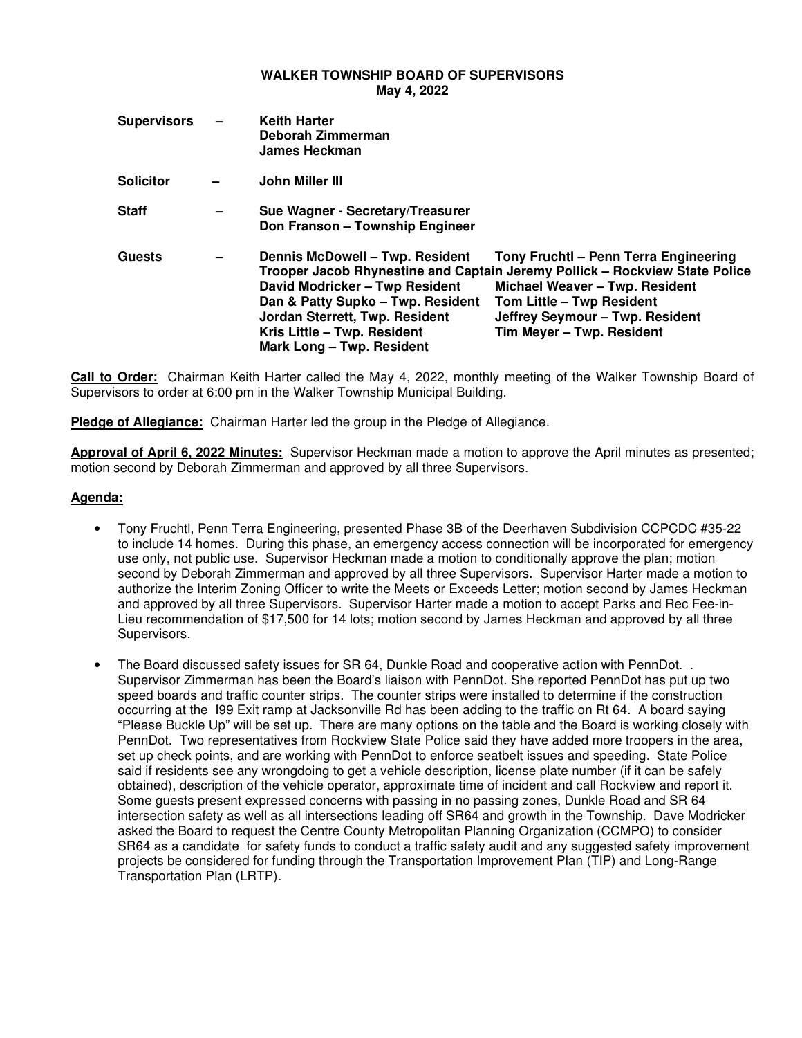**WALKER TOWNSHIP BOARD OF SUPERVISORS**
**May 4, 2022**

**Supervisors – Keith Harter**
**Deborah Zimmerman**
**James Heckman**

**Solicitor – John Miller III**

**Staff – Sue Wagner - Secretary/Treasurer**
**Don Franson – Township Engineer**

**Guests –**
**Dennis McDowell – Twp. Resident**
**Tony Fruchtl – Penn Terra Engineering**
**Trooper Jacob Rhynestine and Captain Jeremy Pollick – Rockview State Police**
**David Modricker – Twp Resident**
**Michael Weaver – Twp. Resident**
**Dan & Patty Supko – Twp. Resident**
**Tom Little – Twp Resident**
**Jordan Sterrett, Twp. Resident**
**Jeffrey Seymour – Twp. Resident**
**Kris Little – Twp. Resident**
**Tim Meyer – Twp. Resident**
**Mark Long – Twp. Resident**

**Call to Order:** Chairman Keith Harter called the May 4, 2022, monthly meeting of the Walker Township Board of Supervisors to order at 6:00 pm in the Walker Township Municipal Building.

**Pledge of Allegiance:** Chairman Harter led the group in the Pledge of Allegiance.

**Approval of April 6, 2022 Minutes:** Supervisor Heckman made a motion to approve the April minutes as presented; motion second by Deborah Zimmerman and approved by all three Supervisors.

**Agenda:**

- Tony Fruchtl, Penn Terra Engineering, presented Phase 3B of the Deerhaven Subdivision CCPCDC #35-22 to include 14 homes. During this phase, an emergency access connection will be incorporated for emergency use only, not public use. Supervisor Heckman made a motion to conditionally approve the plan; motion second by Deborah Zimmerman and approved by all three Supervisors. Supervisor Harter made a motion to authorize the Interim Zoning Officer to write the Meets or Exceeds Letter; motion second by James Heckman and approved by all three Supervisors. Supervisor Harter made a motion to accept Parks and Rec Fee-in-Lieu recommendation of $17,500 for 14 lots; motion second by James Heckman and approved by all three Supervisors.

- The Board discussed safety issues for SR 64, Dunkle Road and cooperative action with PennDot. . Supervisor Zimmerman has been the Board's liaison with PennDot. She reported PennDot has put up two speed boards and traffic counter strips. The counter strips were installed to determine if the construction occurring at the I99 Exit ramp at Jacksonville Rd has been adding to the traffic on Rt 64. A board saying "Please Buckle Up" will be set up. There are many options on the table and the Board is working closely with PennDot. Two representatives from Rockview State Police said they have added more troopers in the area, set up check points, and are working with PennDot to enforce seatbelt issues and speeding. State Police said if residents see any wrongdoing to get a vehicle description, license plate number (if it can be safely obtained), description of the vehicle operator, approximate time of incident and call Rockview and report it. Some guests present expressed concerns with passing in no passing zones, Dunkle Road and SR 64 intersection safety as well as all intersections leading off SR64 and growth in the Township. Dave Modricker asked the Board to request the Centre County Metropolitan Planning Organization (CCMPO) to consider SR64 as a candidate for safety funds to conduct a traffic safety audit and any suggested safety improvement projects be considered for funding through the Transportation Improvement Plan (TIP) and Long-Range Transportation Plan (LRTP).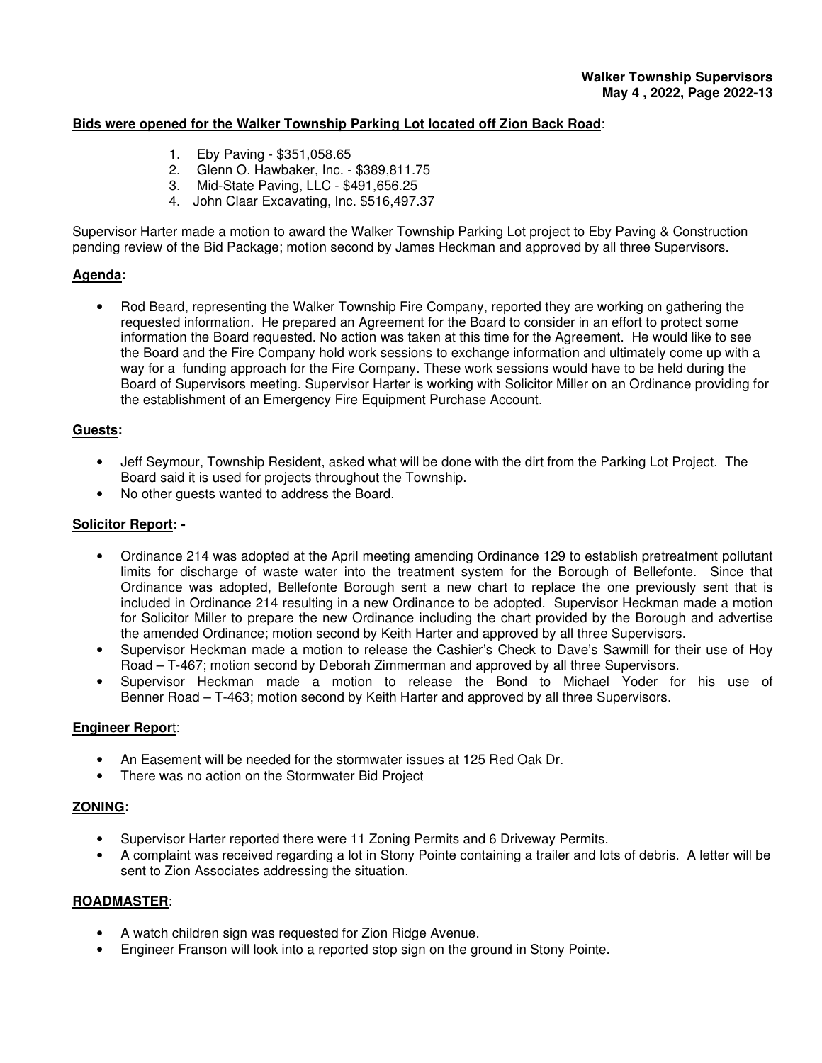**Bids were opened for the Walker Township Parking Lot located off Zion Back Road**:

1. Eby Paving - $351,058.65
2. Glenn O. Hawbaker, Inc. - $389,811.75
3. Mid-State Paving, LLC - $491,656.25
4. John Claar Excavating, Inc. $516,497.37

Supervisor Harter made a motion to award the Walker Township Parking Lot project to Eby Paving & Construction pending review of the Bid Package; motion second by James Heckman and approved by all three Supervisors.

**Agenda:**

- Rod Beard, representing the Walker Township Fire Company, reported they are working on gathering the requested information. He prepared an Agreement for the Board to consider in an effort to protect some information the Board requested. No action was taken at this time for the Agreement. He would like to see the Board and the Fire Company hold work sessions to exchange information and ultimately come up with a way for a funding approach for the Fire Company. These work sessions would have to be held during the Board of Supervisors meeting. Supervisor Harter is working with Solicitor Miller on an Ordinance providing for the establishment of an Emergency Fire Equipment Purchase Account.

**Guests:**

- Jeff Seymour, Township Resident, asked what will be done with the dirt from the Parking Lot Project. The Board said it is used for projects throughout the Township.
- No other guests wanted to address the Board.

**Solicitor Report: -**

- Ordinance 214 was adopted at the April meeting amending Ordinance 129 to establish pretreatment pollutant limits for discharge of waste water into the treatment system for the Borough of Bellefonte. Since that Ordinance was adopted, Bellefonte Borough sent a new chart to replace the one previously sent that is included in Ordinance 214 resulting in a new Ordinance to be adopted. Supervisor Heckman made a motion for Solicitor Miller to prepare the new Ordinance including the chart provided by the Borough and advertise the amended Ordinance; motion second by Keith Harter and approved by all three Supervisors.
- Supervisor Heckman made a motion to release the Cashier's Check to Dave's Sawmill for their use of Hoy Road – T-467; motion second by Deborah Zimmerman and approved by all three Supervisors.
- Supervisor Heckman made a motion to release the Bond to Michael Yoder for his use of Benner Road – T-463; motion second by Keith Harter and approved by all three Supervisors.

**Engineer Report**:

- An Easement will be needed for the stormwater issues at 125 Red Oak Dr.
- There was no action on the Stormwater Bid Project

**ZONING:**

- Supervisor Harter reported there were 11 Zoning Permits and 6 Driveway Permits.
- A complaint was received regarding a lot in Stony Pointe containing a trailer and lots of debris. A letter will be sent to Zion Associates addressing the situation.

**ROADMASTER**:

- A watch children sign was requested for Zion Ridge Avenue.
- Engineer Franson will look into a reported stop sign on the ground in Stony Pointe.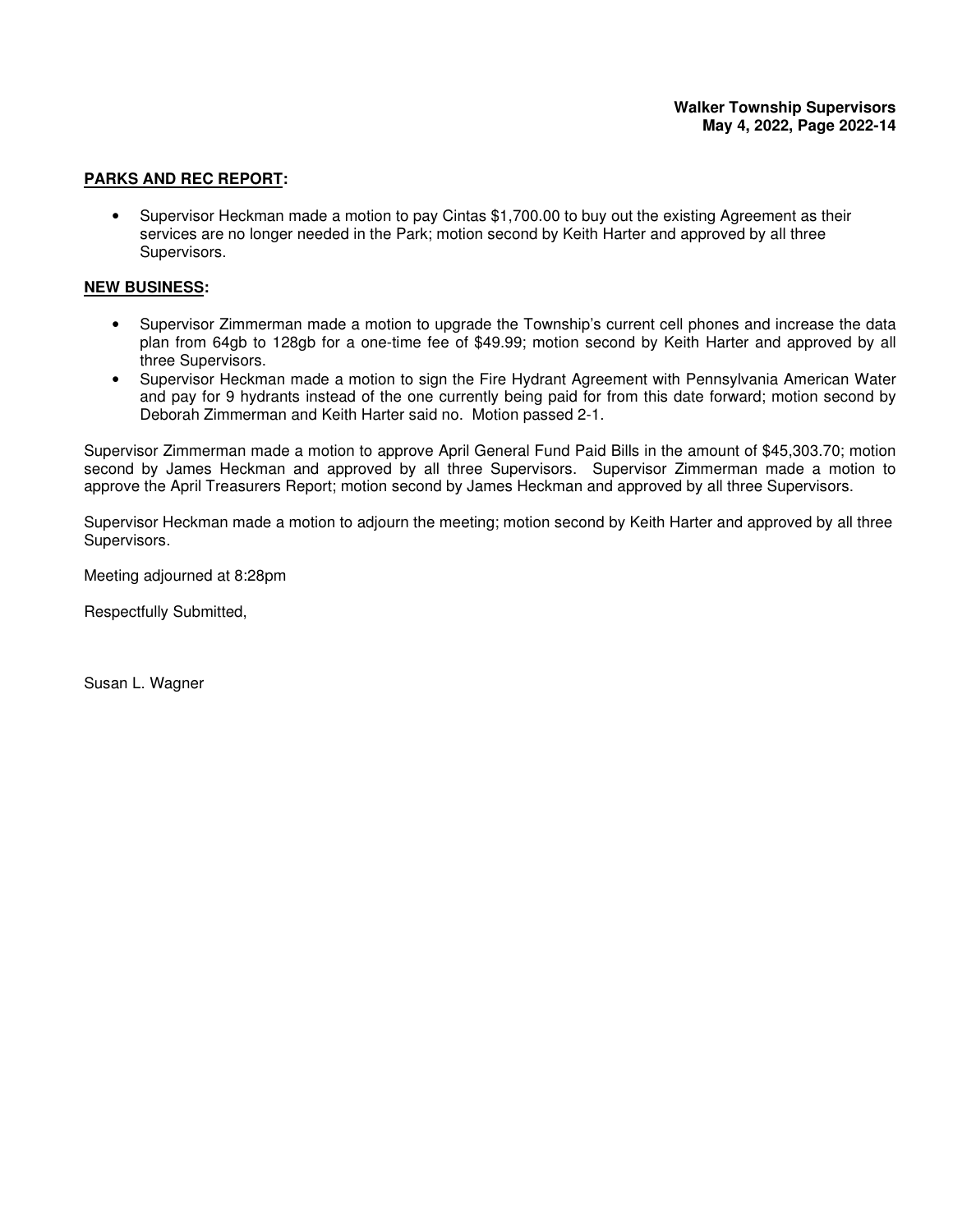**PARKS AND REC REPORT:**

- Supervisor Heckman made a motion to pay Cintas $1,700.00 to buy out the existing Agreement as their services are no longer needed in the Park; motion second by Keith Harter and approved by all three Supervisors.

**NEW BUSINESS:**

- Supervisor Zimmerman made a motion to upgrade the Township's current cell phones and increase the data plan from 64gb to 128gb for a one-time fee of $49.99; motion second by Keith Harter and approved by all three Supervisors.
- Supervisor Heckman made a motion to sign the Fire Hydrant Agreement with Pennsylvania American Water and pay for 9 hydrants instead of the one currently being paid for from this date forward; motion second by Deborah Zimmerman and Keith Harter said no. Motion passed 2-1.

Supervisor Zimmerman made a motion to approve April General Fund Paid Bills in the amount of $45,303.70; motion second by James Heckman and approved by all three Supervisors. Supervisor Zimmerman made a motion to approve the April Treasurers Report; motion second by James Heckman and approved by all three Supervisors.

Supervisor Heckman made a motion to adjourn the meeting; motion second by Keith Harter and approved by all three Supervisors.

Meeting adjourned at 8:28pm

Respectfully Submitted,

Susan L. Wagner